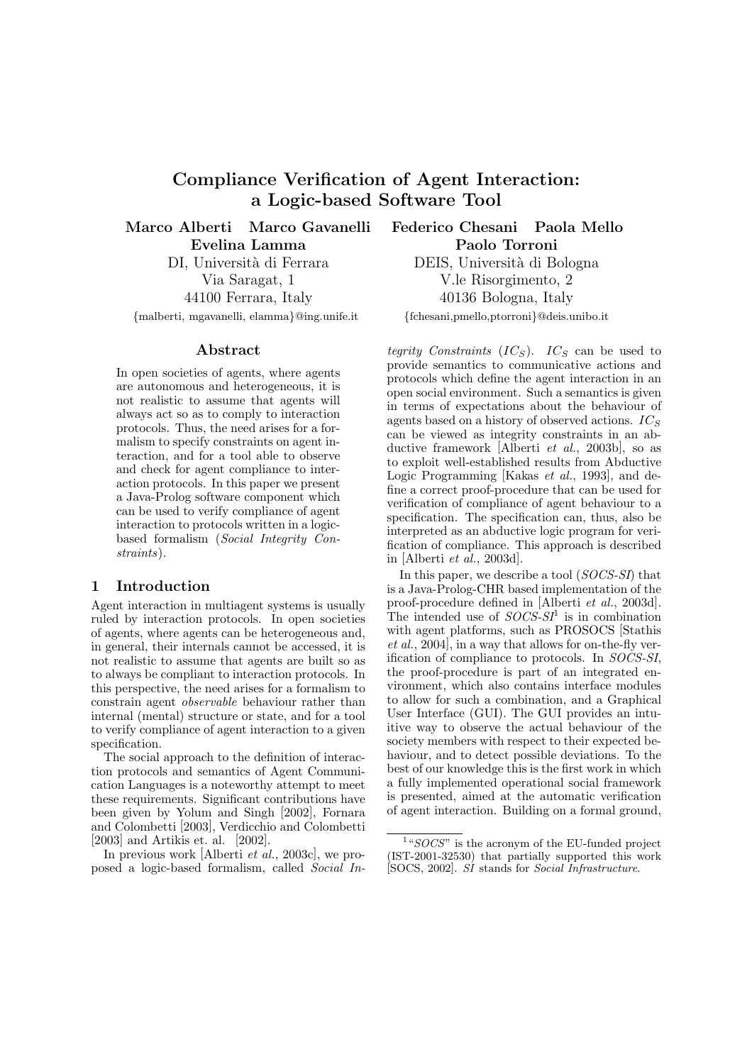# Compliance Verification of Agent Interaction: a Logic-based Software Tool

**Marco Alberti Marco Gavanelli Evelina Lamma**
DI, Università di Ferrara
Via Saragat, 1
44100 Ferrara, Italy
{malberti, mgavanelli, elamma}@ing.unife.it

**Federico Chesani Paola Mello Paolo Torroni**
DEIS, Università di Bologna
V.le Risorgimento, 2
40136 Bologna, Italy
{fchesani,pmello,ptorroni}@deis.unibo.it

## Abstract

In open societies of agents, where agents are autonomous and heterogeneous, it is not realistic to assume that agents will always act so as to comply to interaction protocols. Thus, the need arises for a formalism to specify constraints on agent interaction, and for a tool able to observe and check for agent compliance to interaction protocols. In this paper we present a Java-Prolog software component which can be used to verify compliance of agent interaction to protocols written in a logic-based formalism (*Social Integrity Constraints*).

## 1 Introduction

Agent interaction in multiagent systems is usually ruled by interaction protocols. In open societies of agents, where agents can be heterogeneous and, in general, their internals cannot be accessed, it is not realistic to assume that agents are built so as to always be compliant to interaction protocols. In this perspective, the need arises for a formalism to constrain agent *observable* behaviour rather than internal (mental) structure or state, and for a tool to verify compliance of agent interaction to a given specification.

The social approach to the definition of interaction protocols and semantics of Agent Communication Languages is a noteworthy attempt to meet these requirements. Significant contributions have been given by Yolum and Singh [2002], Fornara and Colombetti [2003], Verdicchio and Colombetti [2003] and Artikis et. al. [2002].

In previous work [Alberti *et al.*, 2003c], we proposed a logic-based formalism, called *Social Integrity Constraints* ($IC_S$). $IC_S$ can be used to provide semantics to communicative actions and protocols which define the agent interaction in an open social environment. Such a semantics is given in terms of expectations about the behaviour of agents based on a history of observed actions. $IC_S$ can be viewed as integrity constraints in an abductive framework [Alberti *et al.*, 2003b], so as to exploit well-established results from Abductive Logic Programming [Kakas *et al.*, 1993], and define a correct proof-procedure that can be used for verification of compliance of agent behaviour to a specification. The specification can, thus, also be interpreted as an abductive logic program for verification of compliance. This approach is described in [Alberti *et al.*, 2003d].

In this paper, we describe a tool (*SOCS-SI*) that is a Java-Prolog-CHR based implementation of the proof-procedure defined in [Alberti *et al.*, 2003d]. The intended use of *SOCS-SI*[1] is in combination with agent platforms, such as PROSOCS [Stathis *et al.*, 2004], in a way that allows for on-the-fly verification of compliance to protocols. In *SOCS-SI*, the proof-procedure is part of an integrated environment, which also contains interface modules to allow for such a combination, and a Graphical User Interface (GUI). The GUI provides an intuitive way to observe the actual behaviour of the society members with respect to their expected behaviour, and to detect possible deviations. To the best of our knowledge this is the first work in which a fully implemented operational social framework is presented, aimed at the automatic verification of agent interaction. Building on a formal ground,

[1] "*SOCS*" is the acronym of the EU-funded project (IST-2001-32530) that partially supported this work [SOCS, 2002]. *SI* stands for *Social Infrastructure*.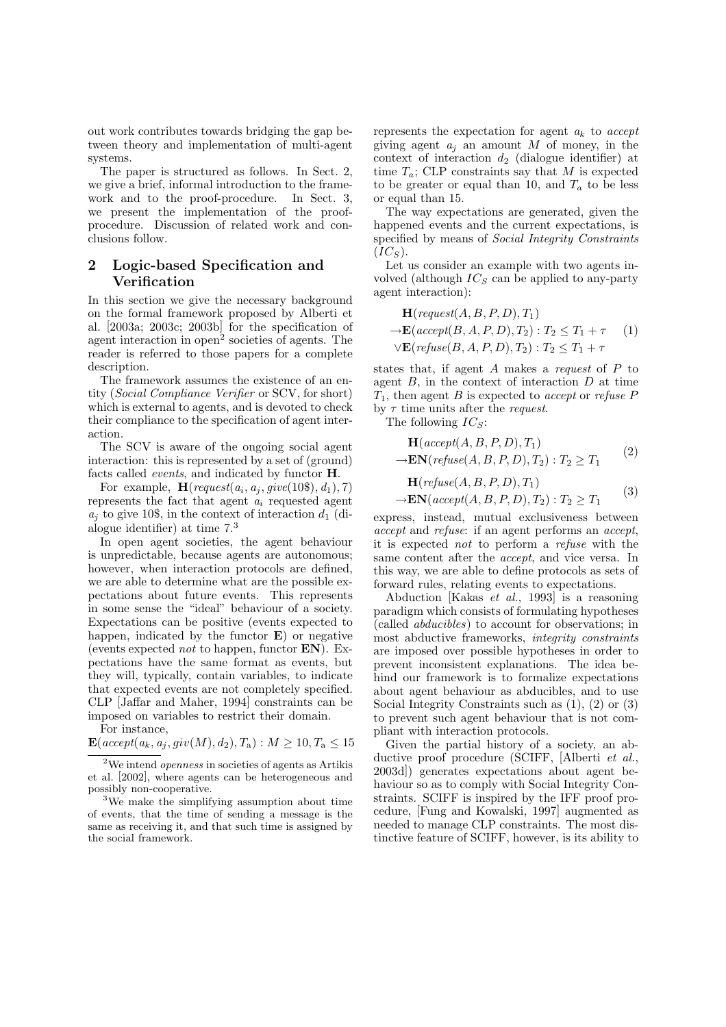out work contributes towards bridging the gap between theory and implementation of multi-agent systems.

The paper is structured as follows. In Sect. 2, we give a brief, informal introduction to the framework and to the proof-procedure. In Sect. 3, we present the implementation of the proof-procedure. Discussion of related work and conclusions follow.

## 2 Logic-based Specification and Verification

In this section we give the necessary background on the formal framework proposed by Alberti et al. [2003a; 2003c; 2003b] for the specification of agent interaction in open[2] societies of agents. The reader is referred to those papers for a complete description.

The framework assumes the existence of an entity (*Social Compliance Verifier* or SCV, for short) which is external to agents, and is devoted to check their compliance to the specification of agent interaction.

The SCV is aware of the ongoing social agent interaction: this is represented by a set of (ground) facts called *events*, and indicated by functor **H**.

For example, $\mathbf{H}(\mathit{request}(a_i, a_j, \mathit{give}(10\$), d_1), 7)$ represents the fact that agent $a_i$ requested agent $a_j$ to give 10\$, in the context of interaction $d_1$ (dialogue identifier) at time 7.[3]

In open agent societies, the agent behaviour is unpredictable, because agents are autonomous; however, when interaction protocols are defined, we are able to determine what are the possible expectations about future events. This represents in some sense the "ideal" behaviour of a society. Expectations can be positive (events expected to happen, indicated by the functor **E**) or negative (events expected *not* to happen, functor **EN**). Expectations have the same format as events, but they will, typically, contain variables, to indicate that expected events are not completely specified. CLP [Jaffar and Maher, 1994] constraints can be imposed on variables to restrict their domain.

For instance,

$\mathbf{E}(\mathit{accept}(a_k, a_j, \mathit{giv}(M), d_2), T_a) : M \geq 10, T_a \leq 15$

represents the expectation for agent $a_k$ to *accept* giving agent $a_j$ an amount $M$ of money, in the context of interaction $d_2$ (dialogue identifier) at time $T_a$; CLP constraints say that $M$ is expected to be greater or equal than 10, and $T_a$ to be less or equal than 15.

The way expectations are generated, given the happened events and the current expectations, is specified by means of *Social Integrity Constraints* ($IC_S$).

Let us consider an example with two agents involved (although $IC_S$ can be applied to any-party agent interaction):

$$\begin{aligned} &\mathbf{H}(\mathit{request}(A, B, P, D), T_1) \\ &\rightarrow \mathbf{E}(\mathit{accept}(B, A, P, D), T_2) : T_2 \leq T_1 + \tau \\ &\vee \mathbf{E}(\mathit{refuse}(B, A, P, D), T_2) : T_2 \leq T_1 + \tau \end{aligned} \quad (1)$$

states that, if agent $A$ makes a *request* of $P$ to agent $B$, in the context of interaction $D$ at time $T_1$, then agent $B$ is expected to *accept* or *refuse* $P$ by $\tau$ time units after the *request*.

The following $IC_S$:

$$\begin{aligned} &\mathbf{H}(\mathit{accept}(A, B, P, D), T_1) \\ &\rightarrow \mathbf{EN}(\mathit{refuse}(A, B, P, D), T_2) : T_2 \geq T_1 \end{aligned} \quad (2)$$

$$\begin{aligned} &\mathbf{H}(\mathit{refuse}(A, B, P, D), T_1) \\ &\rightarrow \mathbf{EN}(\mathit{accept}(A, B, P, D), T_2) : T_2 \geq T_1 \end{aligned} \quad (3)$$

express, instead, mutual exclusiveness between *accept* and *refuse*: if an agent performs an *accept*, it is expected *not* to perform a *refuse* with the same content after the *accept*, and vice versa. In this way, we are able to define protocols as sets of forward rules, relating events to expectations.

Abduction [Kakas *et al.*, 1993] is a reasoning paradigm which consists of formulating hypotheses (called *abducibles*) to account for observations; in most abductive frameworks, *integrity constraints* are imposed over possible hypotheses in order to prevent inconsistent explanations. The idea behind our framework is to formalize expectations about agent behaviour as abducibles, and to use Social Integrity Constraints such as (1), (2) or (3) to prevent such agent behaviour that is not compliant with interaction protocols.

Given the partial history of a society, an abductive proof procedure (SCIFF, [Alberti *et al.*, 2003d]) generates expectations about agent behaviour so as to comply with Social Integrity Constraints. SCIFF is inspired by the IFF proof procedure, [Fung and Kowalski, 1997] augmented as needed to manage CLP constraints. The most distinctive feature of SCIFF, however, is its ability to

[2] We intend *openness* in societies of agents as Artikis et al. [2002], where agents can be heterogeneous and possibly non-cooperative.

[3] We make the simplifying assumption about time of events, that the time of sending a message is the same as receiving it, and that such time is assigned by the social framework.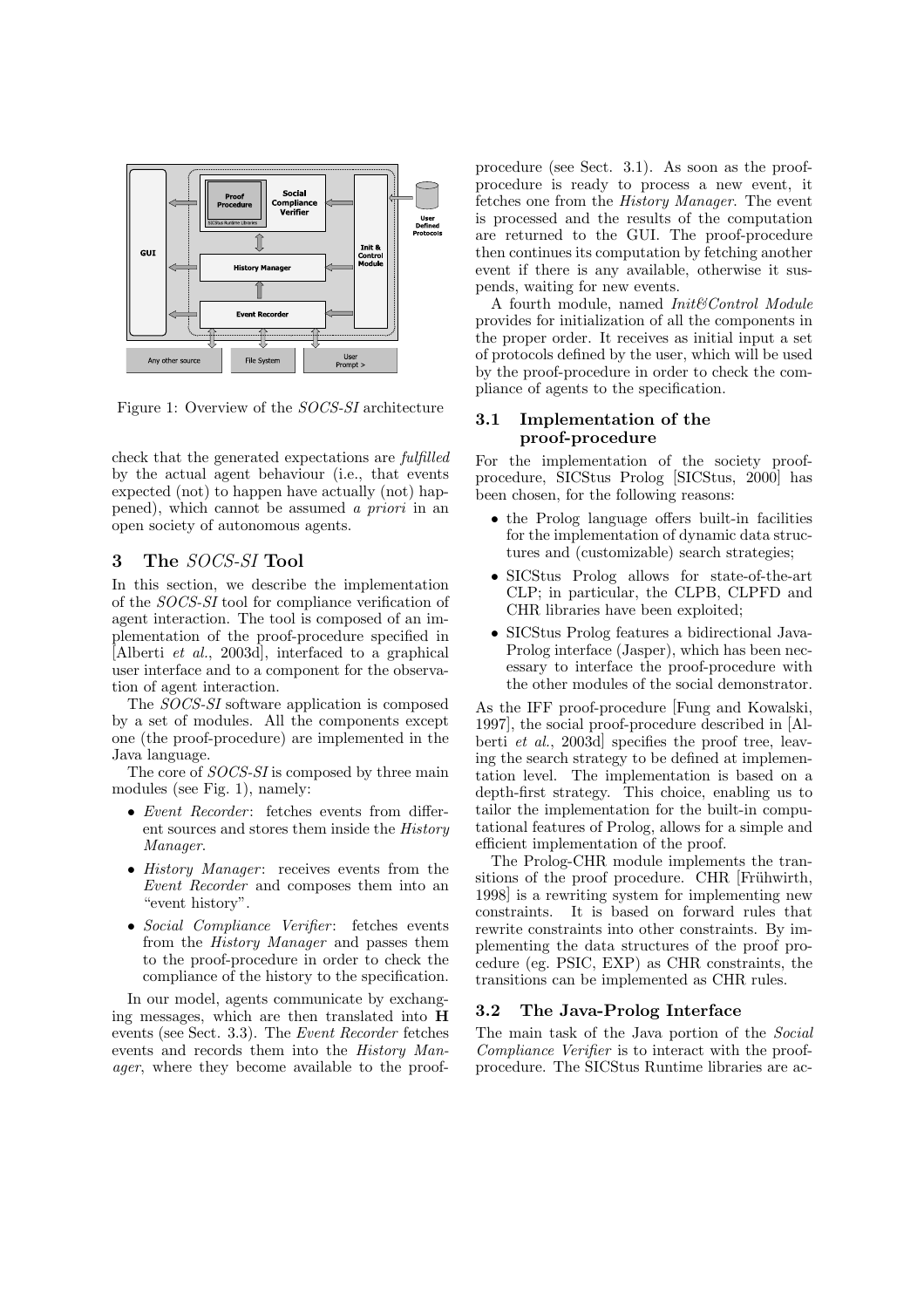Figure 1: Overview of the *SOCS-SI* architecture

check that the generated expectations are *fulfilled* by the actual agent behaviour (i.e., that events expected (not) to happen have actually (not) happened), which cannot be assumed *a priori* in an open society of autonomous agents.

## 3 The *SOCS-SI* Tool

In this section, we describe the implementation of the *SOCS-SI* tool for compliance verification of agent interaction. The tool is composed of an implementation of the proof-procedure specified in [Alberti *et al.*, 2003d], interfaced to a graphical user interface and to a component for the observation of agent interaction.

The *SOCS-SI* software application is composed by a set of modules. All the components except one (the proof-procedure) are implemented in the Java language.

The core of *SOCS-SI* is composed by three main modules (see Fig. 1), namely:

- *Event Recorder*: fetches events from different sources and stores them inside the *History Manager*.
- *History Manager*: receives events from the *Event Recorder* and composes them into an "event history".
- *Social Compliance Verifier*: fetches events from the *History Manager* and passes them to the proof-procedure in order to check the compliance of the history to the specification.

In our model, agents communicate by exchanging messages, which are then translated into **H** events (see Sect. 3.3). The *Event Recorder* fetches events and records them into the *History Manager*, where they become available to the proof-procedure (see Sect. 3.1). As soon as the proof-procedure is ready to process a new event, it fetches one from the *History Manager*. The event is processed and the results of the computation are returned to the GUI. The proof-procedure then continues its computation by fetching another event if there is any available, otherwise it suspends, waiting for new events.

A fourth module, named *Init&Control Module* provides for initialization of all the components in the proper order. It receives as initial input a set of protocols defined by the user, which will be used by the proof-procedure in order to check the compliance of agents to the specification.

### 3.1 Implementation of the proof-procedure

For the implementation of the society proof-procedure, SICStus Prolog [SICStus, 2000] has been chosen, for the following reasons:

- the Prolog language offers built-in facilities for the implementation of dynamic data structures and (customizable) search strategies;
- SICStus Prolog allows for state-of-the-art CLP; in particular, the CLPB, CLPFD and CHR libraries have been exploited;
- SICStus Prolog features a bidirectional Java-Prolog interface (Jasper), which has been necessary to interface the proof-procedure with the other modules of the social demonstrator.

As the IFF proof-procedure [Fung and Kowalski, 1997], the social proof-procedure described in [Alberti *et al.*, 2003d] specifies the proof tree, leaving the search strategy to be defined at implementation level. The implementation is based on a depth-first strategy. This choice, enabling us to tailor the implementation for the built-in computational features of Prolog, allows for a simple and efficient implementation of the proof.

The Prolog-CHR module implements the transitions of the proof procedure. CHR [Frühwirth, 1998] is a rewriting system for implementing new constraints. It is based on forward rules that rewrite constraints into other constraints. By implementing the data structures of the proof procedure (eg. PSIC, EXP) as CHR constraints, the transitions can be implemented as CHR rules.

### 3.2 The Java-Prolog Interface

The main task of the Java portion of the *Social Compliance Verifier* is to interact with the proof-procedure. The SICStus Runtime libraries are ac-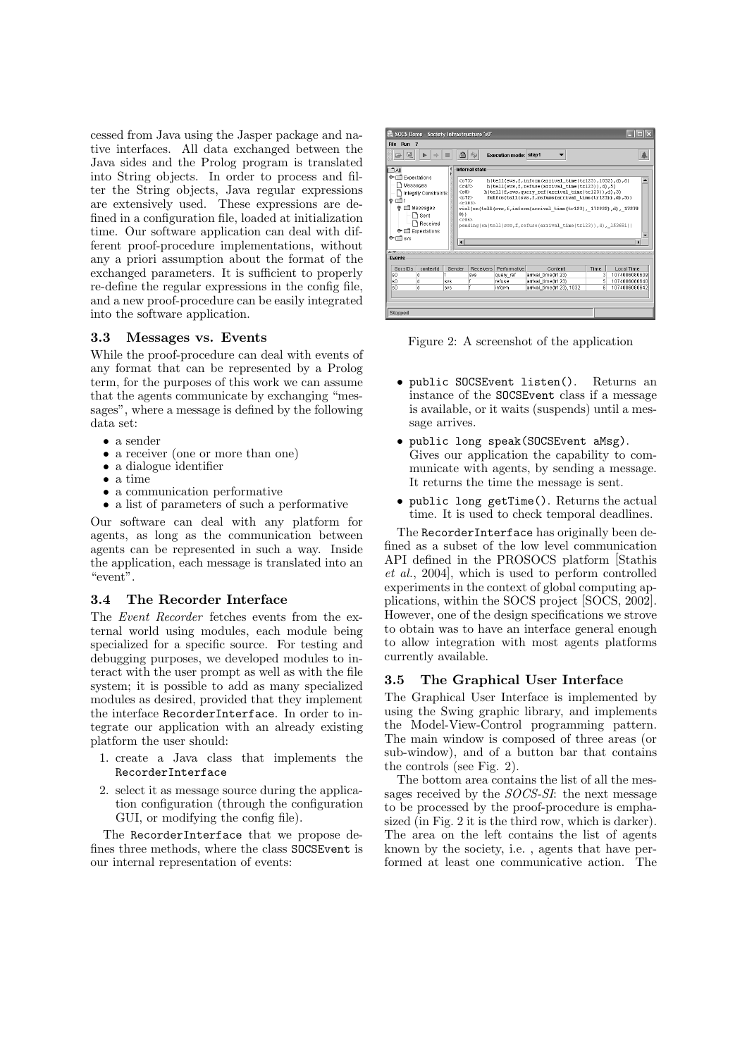cessed from Java using the Jasper package and native interfaces. All data exchanged between the Java sides and the Prolog program is translated into String objects. In order to process and filter the String objects, Java regular expressions are extensively used. These expressions are defined in a configuration file, loaded at initialization time. Our software application can deal with different proof-procedure implementations, without any a priori assumption about the format of the exchanged parameters. It is sufficient to properly re-define the regular expressions in the config file, and a new proof-procedure can be easily integrated into the software application.

### 3.3 Messages vs. Events

While the proof-procedure can deal with events of any format that can be represented by a Prolog term, for the purposes of this work we can assume that the agents communicate by exchanging "messages", where a message is defined by the following data set:

- a sender
- a receiver (one or more than one)
- a dialogue identifier
- a time
- a communication performative
- a list of parameters of such a performative

Our software can deal with any platform for agents, as long as the communication between agents can be represented in such a way. Inside the application, each message is translated into an "event".

### 3.4 The Recorder Interface

The *Event Recorder* fetches events from the external world using modules, each module being specialized for a specific source. For testing and debugging purposes, we developed modules to interact with the user prompt as well as with the file system; it is possible to add as many specialized modules as desired, provided that they implement the interface `RecorderInterface`. In order to integrate our application with an already existing platform the user should:

1. create a Java class that implements the `RecorderInterface`
2. select it as message source during the application configuration (through the configuration GUI, or modifying the config file).

The `RecorderInterface` that we propose defines three methods, where the class `SOCSEvent` is our internal representation of events:

Figure 2: A screenshot of the application

- `public SOCSEvent listen()`. Returns an instance of the `SOCSEvent` class if a message is available, or it waits (suspends) until a message arrives.
- `public long speak(SOCSEvent aMsg)`. Gives our application the capability to communicate with agents, by sending a message. It returns the time the message is sent.
- `public long getTime()`. Returns the actual time. It is used to check temporal deadlines.

The `RecorderInterface` has originally been defined as a subset of the low level communication API defined in the PROSOCS platform [Stathis *et al.*, 2004], which is used to perform controlled experiments in the context of global computing applications, within the SOCS project [SOCS, 2002]. However, one of the design specifications we strove to obtain was to have an interface general enough to allow integration with most agents platforms currently available.

### 3.5 The Graphical User Interface

The Graphical User Interface is implemented by using the Swing graphic library, and implements the Model-View-Control programming pattern. The main window is composed of three areas (or sub-window), and of a button bar that contains the controls (see Fig. 2).

The bottom area contains the list of all the messages received by the *SOCS-SI*: the next message to be processed by the proof-procedure is emphasized (in Fig. 2 it is the third row, which is darker). The area on the left contains the list of agents known by the society, i.e. , agents that have performed at least one communicative action. The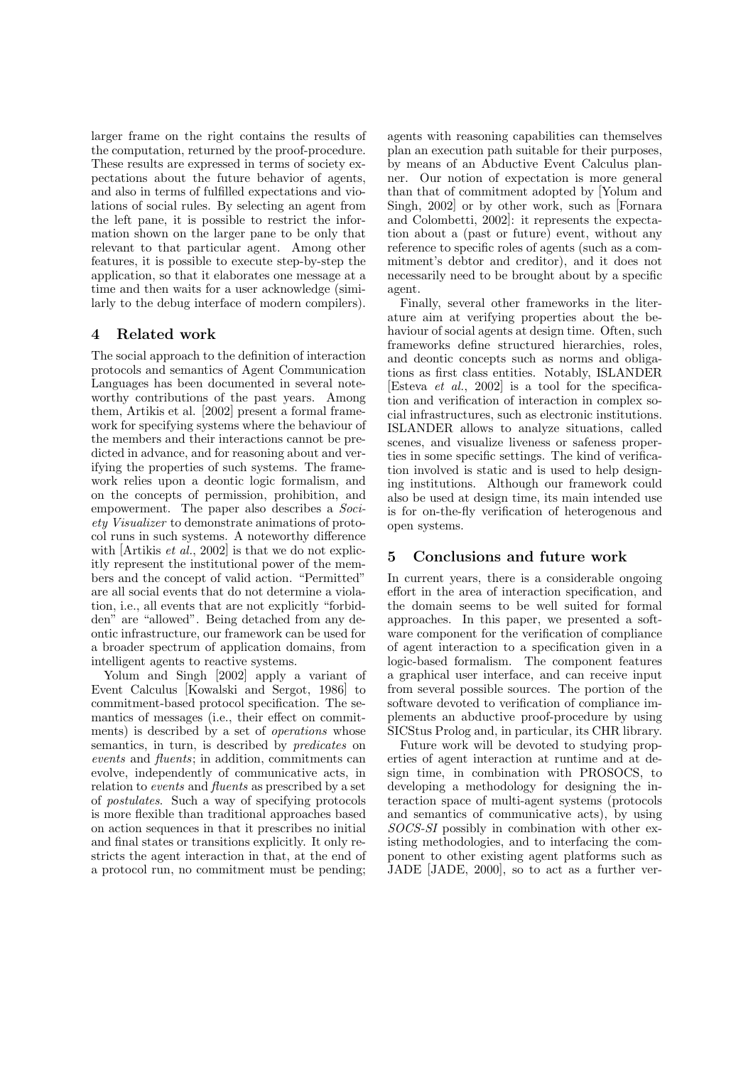larger frame on the right contains the results of the computation, returned by the proof-procedure. These results are expressed in terms of society expectations about the future behavior of agents, and also in terms of fulfilled expectations and violations of social rules. By selecting an agent from the left pane, it is possible to restrict the information shown on the larger pane to be only that relevant to that particular agent. Among other features, it is possible to execute step-by-step the application, so that it elaborates one message at a time and then waits for a user acknowledge (similarly to the debug interface of modern compilers).

## 4 Related work

The social approach to the definition of interaction protocols and semantics of Agent Communication Languages has been documented in several noteworthy contributions of the past years. Among them, Artikis et al. [2002] present a formal framework for specifying systems where the behaviour of the members and their interactions cannot be predicted in advance, and for reasoning about and verifying the properties of such systems. The framework relies upon a deontic logic formalism, and on the concepts of permission, prohibition, and empowerment. The paper also describes a *Society Visualizer* to demonstrate animations of protocol runs in such systems. A noteworthy difference with [Artikis *et al.*, 2002] is that we do not explicitly represent the institutional power of the members and the concept of valid action. "Permitted" are all social events that do not determine a violation, i.e., all events that are not explicitly "forbidden" are "allowed". Being detached from any deontic infrastructure, our framework can be used for a broader spectrum of application domains, from intelligent agents to reactive systems.

Yolum and Singh [2002] apply a variant of Event Calculus [Kowalski and Sergot, 1986] to commitment-based protocol specification. The semantics of messages (i.e., their effect on commitments) is described by a set of *operations* whose semantics, in turn, is described by *predicates* on *events* and *fluents*; in addition, commitments can evolve, independently of communicative acts, in relation to *events* and *fluents* as prescribed by a set of *postulates*. Such a way of specifying protocols is more flexible than traditional approaches based on action sequences in that it prescribes no initial and final states or transitions explicitly. It only restricts the agent interaction in that, at the end of a protocol run, no commitment must be pending; agents with reasoning capabilities can themselves plan an execution path suitable for their purposes, by means of an Abductive Event Calculus planner. Our notion of expectation is more general than that of commitment adopted by [Yolum and Singh, 2002] or by other work, such as [Fornara and Colombetti, 2002]: it represents the expectation about a (past or future) event, without any reference to specific roles of agents (such as a commitment's debtor and creditor), and it does not necessarily need to be brought about by a specific agent.

Finally, several other frameworks in the literature aim at verifying properties about the behaviour of social agents at design time. Often, such frameworks define structured hierarchies, roles, and deontic concepts such as norms and obligations as first class entities. Notably, ISLANDER [Esteva *et al.*, 2002] is a tool for the specification and verification of interaction in complex social infrastructures, such as electronic institutions. ISLANDER allows to analyze situations, called scenes, and visualize liveness or safeness properties in some specific settings. The kind of verification involved is static and is used to help designing institutions. Although our framework could also be used at design time, its main intended use is for on-the-fly verification of heterogenous and open systems.

## 5 Conclusions and future work

In current years, there is a considerable ongoing effort in the area of interaction specification, and the domain seems to be well suited for formal approaches. In this paper, we presented a software component for the verification of compliance of agent interaction to a specification given in a logic-based formalism. The component features a graphical user interface, and can receive input from several possible sources. The portion of the software devoted to verification of compliance implements an abductive proof-procedure by using SICStus Prolog and, in particular, its CHR library.

Future work will be devoted to studying properties of agent interaction at runtime and at design time, in combination with PROSOCS, to developing a methodology for designing the interaction space of multi-agent systems (protocols and semantics of communicative acts), by using *SOCS-SI* possibly in combination with other existing methodologies, and to interfacing the component to other existing agent platforms such as JADE [JADE, 2000], so to act as a further ver-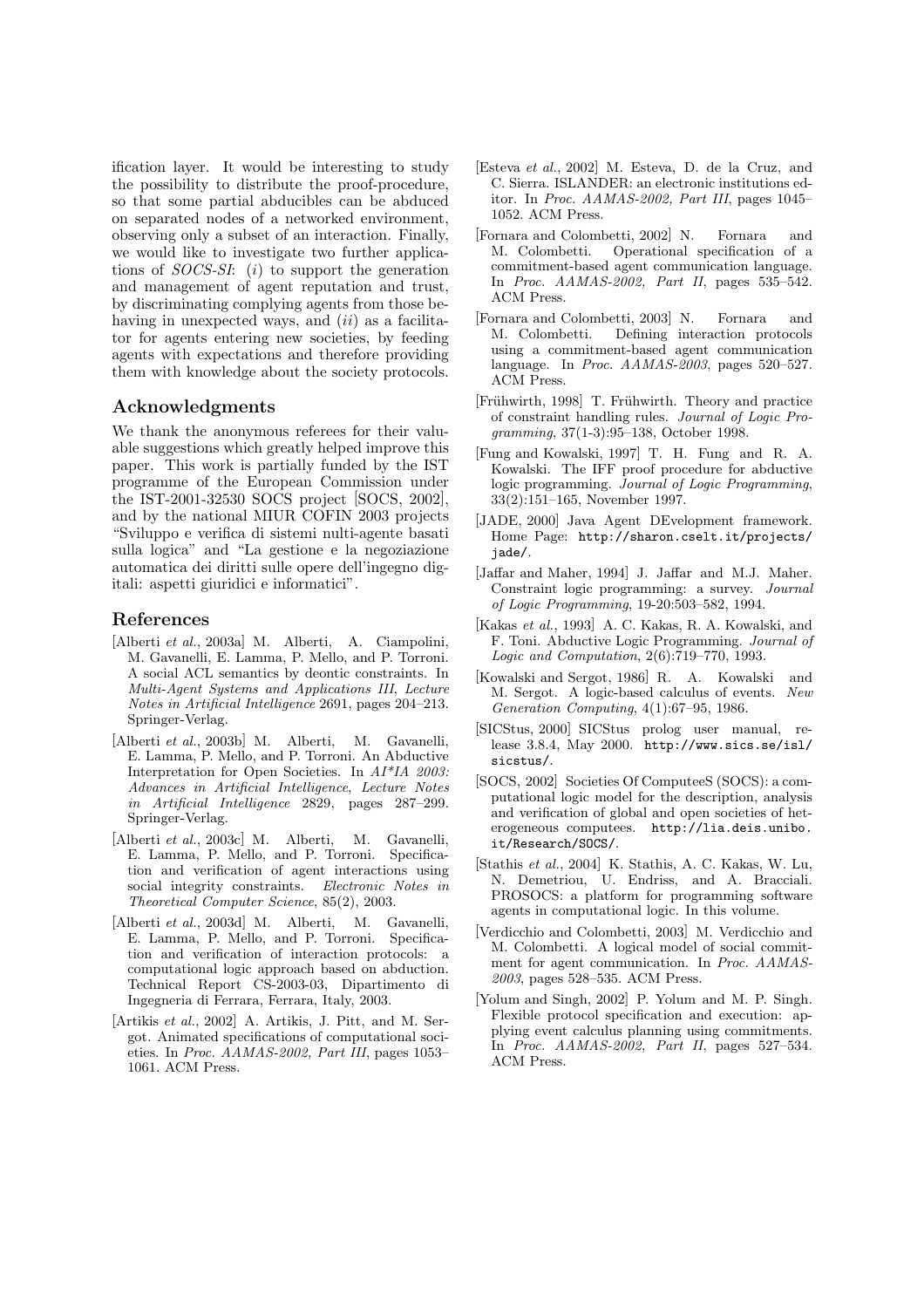ification layer. It would be interesting to study the possibility to distribute the proof-procedure, so that some partial abducibles can be abduced on separated nodes of a networked environment, observing only a subset of an interaction. Finally, we would like to investigate two further applications of *SOCS-SI*: (*i*) to support the generation and management of agent reputation and trust, by discriminating complying agents from those behaving in unexpected ways, and (*ii*) as a facilitator for agents entering new societies, by feeding agents with expectations and therefore providing them with knowledge about the society protocols.

## Acknowledgments

We thank the anonymous referees for their valuable suggestions which greatly helped improve this paper. This work is partially funded by the IST programme of the European Commission under the IST-2001-32530 SOCS project [SOCS, 2002], and by the national MIUR COFIN 2003 projects "Sviluppo e verifica di sistemi nulti-agente basati sulla logica" and "La gestione e la negoziazione automatica dei diritti sulle opere dell'ingegno digitali: aspetti giuridici e informatici".

## References

[Alberti *et al.*, 2003a] M. Alberti, A. Ciampolini, M. Gavanelli, E. Lamma, P. Mello, and P. Torroni. A social ACL semantics by deontic constraints. In *Multi-Agent Systems and Applications III*, *Lecture Notes in Artificial Intelligence* 2691, pages 204–213. Springer-Verlag.

[Alberti *et al.*, 2003b] M. Alberti, M. Gavanelli, E. Lamma, P. Mello, and P. Torroni. An Abductive Interpretation for Open Societies. In *AI\*IA 2003: Advances in Artificial Intelligence*, *Lecture Notes in Artificial Intelligence* 2829, pages 287–299. Springer-Verlag.

[Alberti *et al.*, 2003c] M. Alberti, M. Gavanelli, E. Lamma, P. Mello, and P. Torroni. Specification and verification of agent interactions using social integrity constraints. *Electronic Notes in Theoretical Computer Science*, 85(2), 2003.

[Alberti *et al.*, 2003d] M. Alberti, M. Gavanelli, E. Lamma, P. Mello, and P. Torroni. Specification and verification of interaction protocols: a computational logic approach based on abduction. Technical Report CS-2003-03, Dipartimento di Ingegneria di Ferrara, Ferrara, Italy, 2003.

[Artikis *et al.*, 2002] A. Artikis, J. Pitt, and M. Sergot. Animated specifications of computational societies. In *Proc. AAMAS-2002, Part III*, pages 1053–1061. ACM Press.

[Esteva *et al.*, 2002] M. Esteva, D. de la Cruz, and C. Sierra. ISLANDER: an electronic institutions editor. In *Proc. AAMAS-2002, Part III*, pages 1045–1052. ACM Press.

[Fornara and Colombetti, 2002] N. Fornara and M. Colombetti. Operational specification of a commitment-based agent communication language. In *Proc. AAMAS-2002, Part II*, pages 535–542. ACM Press.

[Fornara and Colombetti, 2003] N. Fornara and M. Colombetti. Defining interaction protocols using a commitment-based agent communication language. In *Proc. AAMAS-2003*, pages 520–527. ACM Press.

[Frühwirth, 1998] T. Frühwirth. Theory and practice of constraint handling rules. *Journal of Logic Programming*, 37(1-3):95–138, October 1998.

[Fung and Kowalski, 1997] T. H. Fung and R. A. Kowalski. The IFF proof procedure for abductive logic programming. *Journal of Logic Programming*, 33(2):151–165, November 1997.

[JADE, 2000] Java Agent DEvelopment framework. Home Page: `http://sharon.cselt.it/projects/jade/`.

[Jaffar and Maher, 1994] J. Jaffar and M.J. Maher. Constraint logic programming: a survey. *Journal of Logic Programming*, 19-20:503–582, 1994.

[Kakas *et al.*, 1993] A. C. Kakas, R. A. Kowalski, and F. Toni. Abductive Logic Programming. *Journal of Logic and Computation*, 2(6):719–770, 1993.

[Kowalski and Sergot, 1986] R. A. Kowalski and M. Sergot. A logic-based calculus of events. *New Generation Computing*, 4(1):67–95, 1986.

[SICStus, 2000] SICStus prolog user manual, release 3.8.4, May 2000. `http://www.sics.se/isl/sicstus/`.

[SOCS, 2002] Societies Of ComputeeS (SOCS): a computational logic model for the description, analysis and verification of global and open societies of heterogeneous computees. `http://lia.deis.unibo.it/Research/SOCS/`.

[Stathis *et al.*, 2004] K. Stathis, A. C. Kakas, W. Lu, N. Demetriou, U. Endriss, and A. Bracciali. PROSOCS: a platform for programming software agents in computational logic. In this volume.

[Verdicchio and Colombetti, 2003] M. Verdicchio and M. Colombetti. A logical model of social commitment for agent communication. In *Proc. AAMAS-2003*, pages 528–535. ACM Press.

[Yolum and Singh, 2002] P. Yolum and M. P. Singh. Flexible protocol specification and execution: applying event calculus planning using commitments. In *Proc. AAMAS-2002, Part II*, pages 527–534. ACM Press.